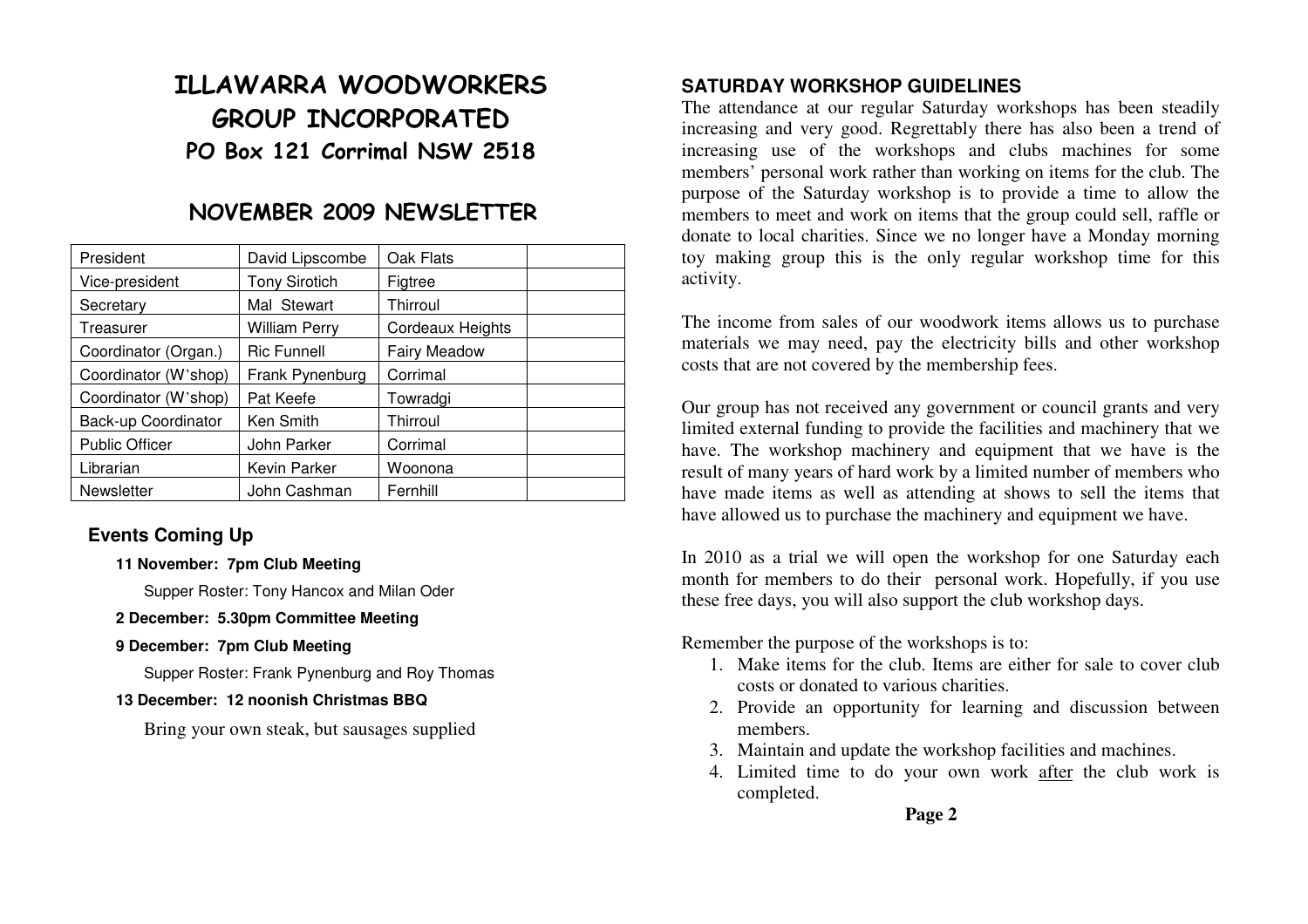# ILLAWARRA WOODWORKERS GROUP INCORPORATED

## PO Box 121 Corrimal NSW 2518

## NOVEMBER 2009 NEWSLETTER

| President | David Lipscombe | Oak Flats | |
|---|---|---|---|
| Vice-president | Tony Sirotich | Figtree | |
| Secretary | Mal Stewart | Thirroul | |
| Treasurer | William Perry | Cordeaux Heights | |
| Coordinator (Organ.) | Ric Funnell | Fairy Meadow | |
| Coordinator (W'shop) | Frank Pynenburg | Corrimal | |
| Coordinator (W'shop) | Pat Keefe | Towradgi | |
| Back-up Coordinator | Ken Smith | Thirroul | |
| Public Officer | John Parker | Corrimal | |
| Librarian | Kevin Parker | Woonona | |
| Newsletter | John Cashman | Fernhill | |

### Events Coming Up

**11 November: 7pm Club Meeting**

Supper Roster: Tony Hancox and Milan Oder

**2 December: 5.30pm Committee Meeting**

**9 December: 7pm Club Meeting**

Supper Roster: Frank Pynenburg and Roy Thomas

**13 December: 12 noonish Christmas BBQ**

Bring your own steak, but sausages supplied

### SATURDAY WORKSHOP GUIDELINES

The attendance at our regular Saturday workshops has been steadily increasing and very good. Regrettably there has also been a trend of increasing use of the workshops and clubs machines for some members' personal work rather than working on items for the club. The purpose of the Saturday workshop is to provide a time to allow the members to meet and work on items that the group could sell, raffle or donate to local charities. Since we no longer have a Monday morning toy making group this is the only regular workshop time for this activity.

The income from sales of our woodwork items allows us to purchase materials we may need, pay the electricity bills and other workshop costs that are not covered by the membership fees.

Our group has not received any government or council grants and very limited external funding to provide the facilities and machinery that we have. The workshop machinery and equipment that we have is the result of many years of hard work by a limited number of members who have made items as well as attending at shows to sell the items that have allowed us to purchase the machinery and equipment we have.

In 2010 as a trial we will open the workshop for one Saturday each month for members to do their personal work. Hopefully, if you use these free days, you will also support the club workshop days.

Remember the purpose of the workshops is to:

1. Make items for the club. Items are either for sale to cover club costs or donated to various charities.
2. Provide an opportunity for learning and discussion between members.
3. Maintain and update the workshop facilities and machines.
4. Limited time to do your own work after the club work is completed.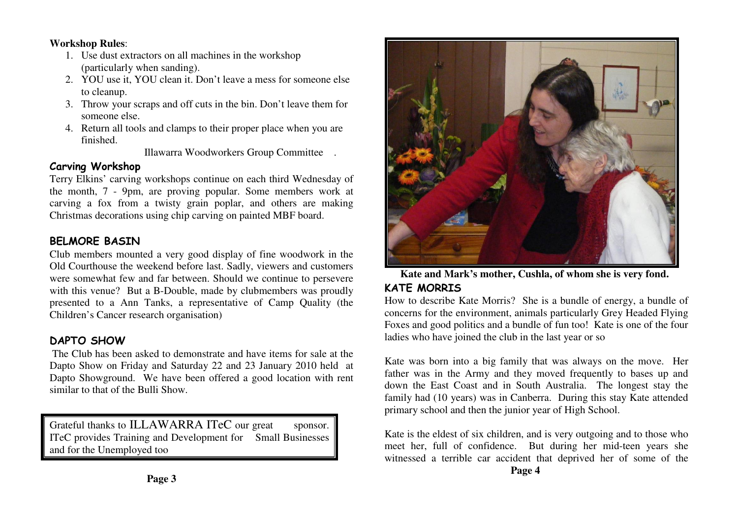**Workshop Rules**:

1. Use dust extractors on all machines in the workshop (particularly when sanding).
2. YOU use it, YOU clean it. Don't leave a mess for someone else to cleanup.
3. Throw your scraps and off cuts in the bin. Don't leave them for someone else.
4. Return all tools and clamps to their proper place when you are finished.

Illawarra Woodworkers Group Committee .

## Carving Workshop

Terry Elkins' carving workshops continue on each third Wednesday of the month, 7 - 9pm, are proving popular. Some members work at carving a fox from a twisty grain poplar, and others are making Christmas decorations using chip carving on painted MBF board.

## BELMORE BASIN

Club members mounted a very good display of fine woodwork in the Old Courthouse the weekend before last. Sadly, viewers and customers were somewhat few and far between. Should we continue to persevere with this venue? But a B-Double, made by clubmembers was proudly presented to a Ann Tanks, a representative of Camp Quality (the Children's Cancer research organisation)

## DAPTO SHOW

The Club has been asked to demonstrate and have items for sale at the Dapto Show on Friday and Saturday 22 and 23 January 2010 held at Dapto Showground. We have been offered a good location with rent similar to that of the Bulli Show.

Grateful thanks to ILLAWARRA ITeC our great sponsor. ITeC provides Training and Development for Small Businesses and for the Unemployed too

**Kate and Mark's mother, Cushla, of whom she is very fond.**

## KATE MORRIS

How to describe Kate Morris? She is a bundle of energy, a bundle of concerns for the environment, animals particularly Grey Headed Flying Foxes and good politics and a bundle of fun too! Kate is one of the four ladies who have joined the club in the last year or so

Kate was born into a big family that was always on the move. Her father was in the Army and they moved frequently to bases up and down the East Coast and in South Australia. The longest stay the family had (10 years) was in Canberra. During this stay Kate attended primary school and then the junior year of High School.

Kate is the eldest of six children, and is very outgoing and to those who meet her, full of confidence. But during her mid-teen years she witnessed a terrible car accident that deprived her of some of the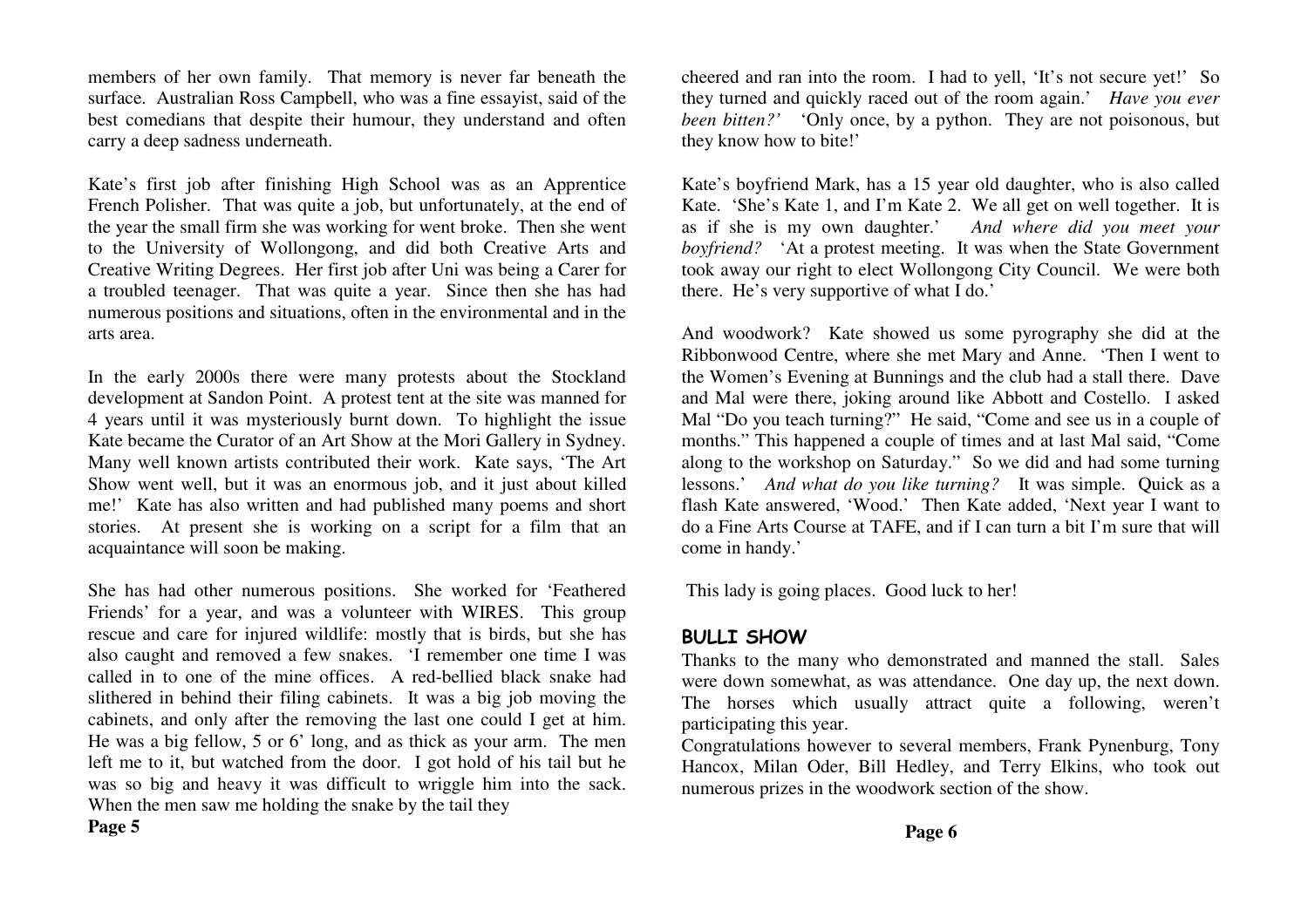members of her own family. That memory is never far beneath the surface. Australian Ross Campbell, who was a fine essayist, said of the best comedians that despite their humour, they understand and often carry a deep sadness underneath.

Kate's first job after finishing High School was as an Apprentice French Polisher. That was quite a job, but unfortunately, at the end of the year the small firm she was working for went broke. Then she went to the University of Wollongong, and did both Creative Arts and Creative Writing Degrees. Her first job after Uni was being a Carer for a troubled teenager. That was quite a year. Since then she has had numerous positions and situations, often in the environmental and in the arts area.

In the early 2000s there were many protests about the Stockland development at Sandon Point. A protest tent at the site was manned for 4 years until it was mysteriously burnt down. To highlight the issue Kate became the Curator of an Art Show at the Mori Gallery in Sydney. Many well known artists contributed their work. Kate says, 'The Art Show went well, but it was an enormous job, and it just about killed me!' Kate has also written and had published many poems and short stories. At present she is working on a script for a film that an acquaintance will soon be making.

She has had other numerous positions. She worked for 'Feathered Friends' for a year, and was a volunteer with WIRES. This group rescue and care for injured wildlife: mostly that is birds, but she has also caught and removed a few snakes. 'I remember one time I was called in to one of the mine offices. A red-bellied black snake had slithered in behind their filing cabinets. It was a big job moving the cabinets, and only after the removing the last one could I get at him. He was a big fellow, 5 or 6' long, and as thick as your arm. The men left me to it, but watched from the door. I got hold of his tail but he was so big and heavy it was difficult to wriggle him into the sack. When the men saw me holding the snake by the tail they cheered and ran into the room. I had to yell, 'It's not secure yet!' So they turned and quickly raced out of the room again.' *Have you ever been bitten?* 'Only once, by a python. They are not poisonous, but they know how to bite!'

Kate's boyfriend Mark, has a 15 year old daughter, who is also called Kate. 'She's Kate 1, and I'm Kate 2. We all get on well together. It is as if she is my own daughter.' *And where did you meet your boyfriend?* 'At a protest meeting. It was when the State Government took away our right to elect Wollongong City Council. We were both there. He's very supportive of what I do.'

And woodwork? Kate showed us some pyrography she did at the Ribbonwood Centre, where she met Mary and Anne. 'Then I went to the Women's Evening at Bunnings and the club had a stall there. Dave and Mal were there, joking around like Abbott and Costello. I asked Mal "Do you teach turning?" He said, "Come and see us in a couple of months." This happened a couple of times and at last Mal said, "Come along to the workshop on Saturday." So we did and had some turning lessons.' *And what do you like turning?* It was simple. Quick as a flash Kate answered, 'Wood.' Then Kate added, 'Next year I want to do a Fine Arts Course at TAFE, and if I can turn a bit I'm sure that will come in handy.'

This lady is going places. Good luck to her!

## BULLI SHOW

Thanks to the many who demonstrated and manned the stall. Sales were down somewhat, as was attendance. One day up, the next down. The horses which usually attract quite a following, weren't participating this year.

Congratulations however to several members, Frank Pynenburg, Tony Hancox, Milan Oder, Bill Hedley, and Terry Elkins, who took out numerous prizes in the woodwork section of the show.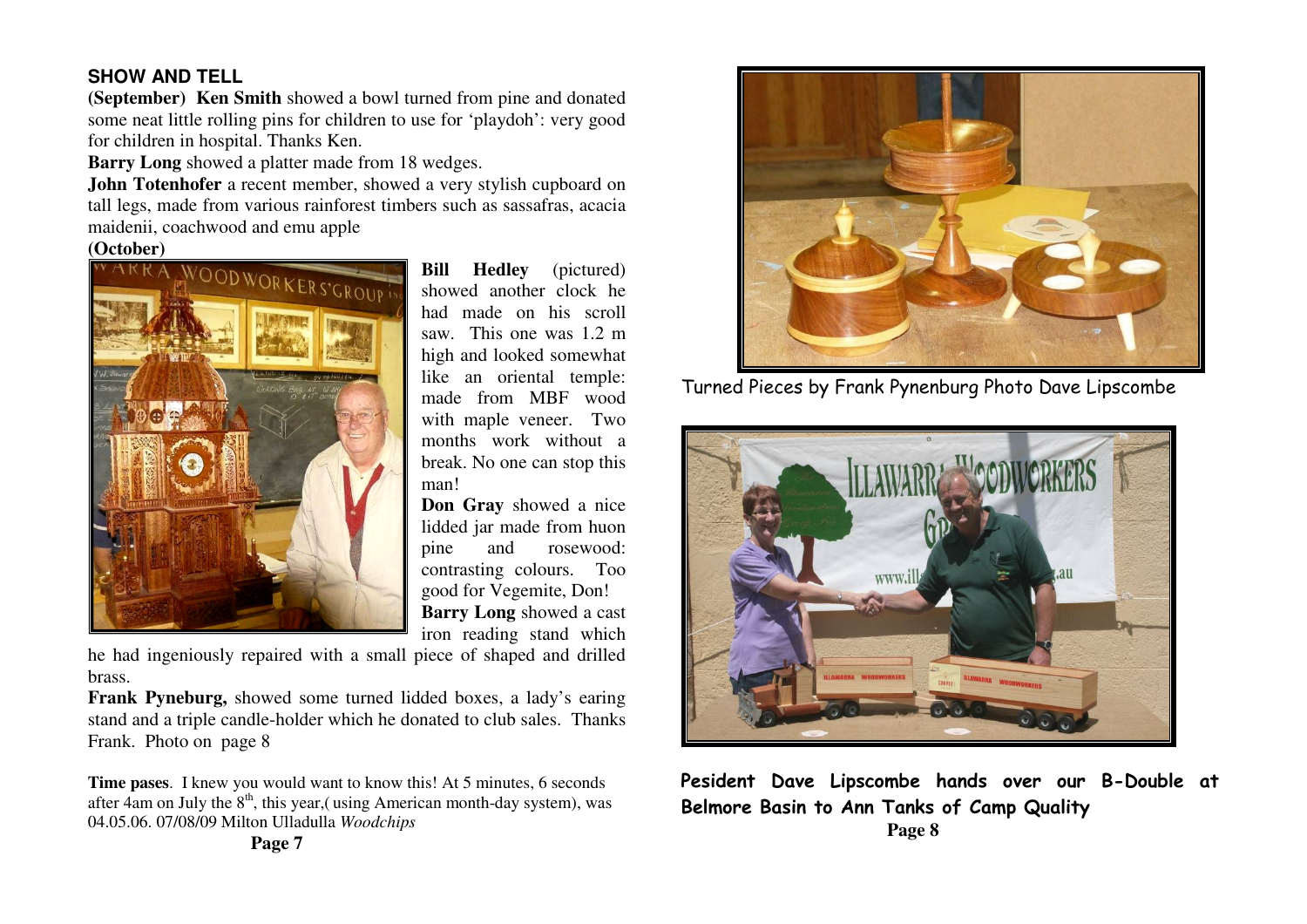## SHOW AND TELL

**(September) Ken Smith** showed a bowl turned from pine and donated some neat little rolling pins for children to use for 'playdoh': very good for children in hospital. Thanks Ken.

**Barry Long** showed a platter made from 18 wedges.

**John Totenhofer** a recent member, showed a very stylish cupboard on tall legs, made from various rainforest timbers such as sassafras, acacia maidenii, coachwood and emu apple

**(October)**

**Bill Hedley** (pictured) showed another clock he had made on his scroll saw. This one was 1.2 m high and looked somewhat like an oriental temple: made from MBF wood with maple veneer. Two months work without a break. No one can stop this man!

**Don Gray** showed a nice lidded jar made from huon pine and rosewood: contrasting colours. Too good for Vegemite, Don!

**Barry Long** showed a cast iron reading stand which he had ingeniously repaired with a small piece of shaped and drilled brass.

**Frank Pyneburg,** showed some turned lidded boxes, a lady's earing stand and a triple candle-holder which he donated to club sales. Thanks Frank. Photo on page 8

**Time pases**. I knew you would want to know this! At 5 minutes, 6 seconds after 4am on July the 8th, this year,( using American month-day system), was 04.05.06. 07/08/09 Milton Ulladulla *Woodchips*

Turned Pieces by Frank Pynenburg Photo Dave Lipscombe

**Pesident Dave Lipscombe hands over our B-Double at Belmore Basin to Ann Tanks of Camp Quality**